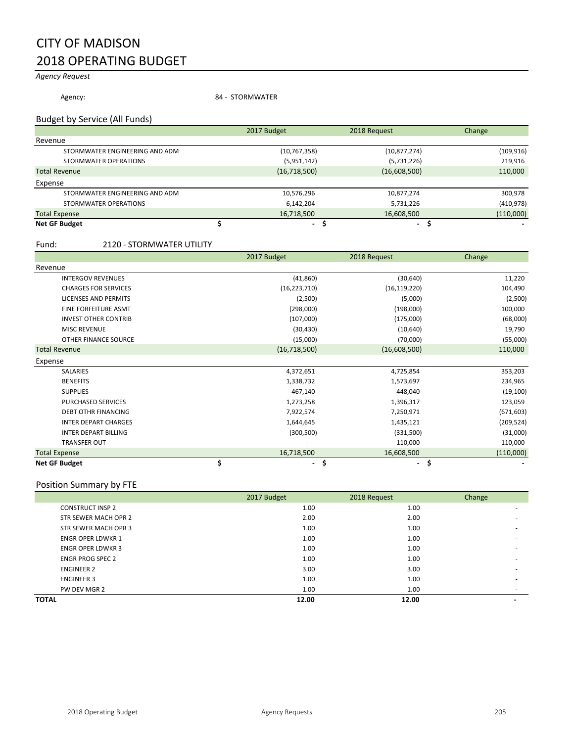# CITY OF MADISON

# 2018 OPERATING BUDGET

*Agency Request*

Agency: 84 - STORMWATER

## Budget by Service (All Funds)

| | 2017 Budget | 2018 Request | Change |
|---|---|---|---|
| **Revenue** | | | |
| STORMWATER ENGINEERING AND ADM | (10,767,358) | (10,877,274) | (109,916) |
| STORMWATER OPERATIONS | (5,951,142) | (5,731,226) | 219,916 |
| Total Revenue | (16,718,500) | (16,608,500) | 110,000 |
| **Expense** | | | |
| STORMWATER ENGINEERING AND ADM | 10,576,296 | 10,877,274 | 300,978 |
| STORMWATER OPERATIONS | 6,142,204 | 5,731,226 | (410,978) |
| Total Expense | 16,718,500 | 16,608,500 | (110,000) |
| **Net GF Budget** | $ - | $ - | $ - |

## Fund: 2120 - STORMWATER UTILITY

| | 2017 Budget | 2018 Request | Change |
|---|---|---|---|
| **Revenue** | | | |
| INTERGOV REVENUES | (41,860) | (30,640) | 11,220 |
| CHARGES FOR SERVICES | (16,223,710) | (16,119,220) | 104,490 |
| LICENSES AND PERMITS | (2,500) | (5,000) | (2,500) |
| FINE FORFEITURE ASMT | (298,000) | (198,000) | 100,000 |
| INVEST OTHER CONTRIB | (107,000) | (175,000) | (68,000) |
| MISC REVENUE | (30,430) | (10,640) | 19,790 |
| OTHER FINANCE SOURCE | (15,000) | (70,000) | (55,000) |
| Total Revenue | (16,718,500) | (16,608,500) | 110,000 |
| **Expense** | | | |
| SALARIES | 4,372,651 | 4,725,854 | 353,203 |
| BENEFITS | 1,338,732 | 1,573,697 | 234,965 |
| SUPPLIES | 467,140 | 448,040 | (19,100) |
| PURCHASED SERVICES | 1,273,258 | 1,396,317 | 123,059 |
| DEBT OTHR FINANCING | 7,922,574 | 7,250,971 | (671,603) |
| INTER DEPART CHARGES | 1,644,645 | 1,435,121 | (209,524) |
| INTER DEPART BILLING | (300,500) | (331,500) | (31,000) |
| TRANSFER OUT | - | 110,000 | 110,000 |
| Total Expense | 16,718,500 | 16,608,500 | (110,000) |
| **Net GF Budget** | $ - | $ - | $ - |

## Position Summary by FTE

| | 2017 Budget | 2018 Request | Change |
|---|---|---|---|
| CONSTRUCT INSP 2 | 1.00 | 1.00 | - |
| STR SEWER MACH OPR 2 | 2.00 | 2.00 | - |
| STR SEWER MACH OPR 3 | 1.00 | 1.00 | - |
| ENGR OPER LDWKR 1 | 1.00 | 1.00 | - |
| ENGR OPER LDWKR 3 | 1.00 | 1.00 | - |
| ENGR PROG SPEC 2 | 1.00 | 1.00 | - |
| ENGINEER 2 | 3.00 | 3.00 | - |
| ENGINEER 3 | 1.00 | 1.00 | - |
| PW DEV MGR 2 | 1.00 | 1.00 | - |
| **TOTAL** | **12.00** | **12.00** | **-** |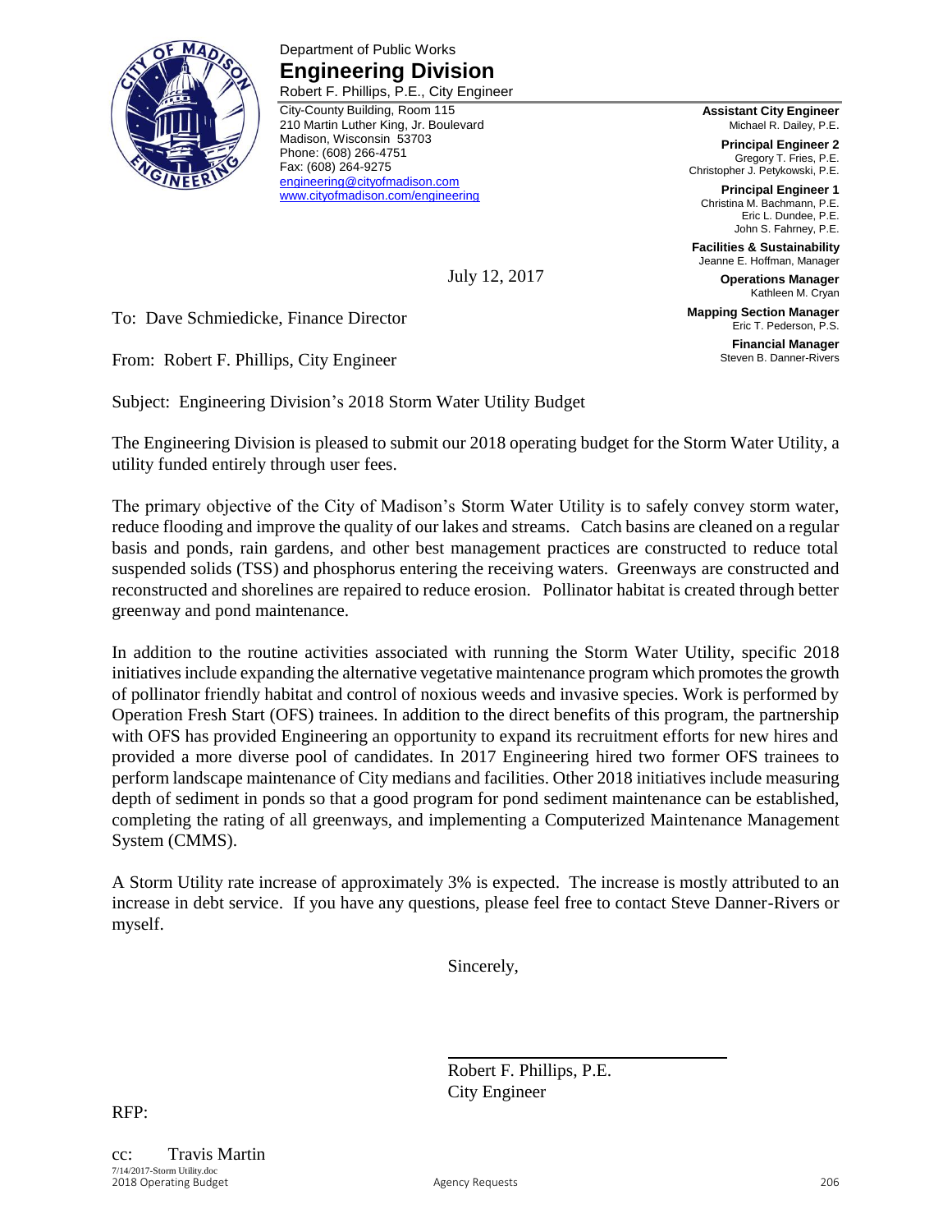Department of Public Works

# Engineering Division

Robert F. Phillips, P.E., City Engineer

City-County Building, Room 115
210 Martin Luther King, Jr. Boulevard
Madison, Wisconsin 53703
Phone: (608) 266-4751
Fax: (608) 264-9275
engineering@cityofmadison.com
www.cityofmadison.com/engineering

**Assistant City Engineer**
Michael R. Dailey, P.E.

**Principal Engineer 2**
Gregory T. Fries, P.E.
Christopher J. Petykowski, P.E.

**Principal Engineer 1**
Christina M. Bachmann, P.E.
Eric L. Dundee, P.E.
John S. Fahrney, P.E.

**Facilities & Sustainability**
Jeanne E. Hoffman, Manager

**Operations Manager**
Kathleen M. Cryan

**Mapping Section Manager**
Eric T. Pederson, P.S.

**Financial Manager**
Steven B. Danner-Rivers

July 12, 2017

To: Dave Schmiedicke, Finance Director

From: Robert F. Phillips, City Engineer

Subject: Engineering Division's 2018 Storm Water Utility Budget

The Engineering Division is pleased to submit our 2018 operating budget for the Storm Water Utility, a utility funded entirely through user fees.

The primary objective of the City of Madison's Storm Water Utility is to safely convey storm water, reduce flooding and improve the quality of our lakes and streams. Catch basins are cleaned on a regular basis and ponds, rain gardens, and other best management practices are constructed to reduce total suspended solids (TSS) and phosphorus entering the receiving waters. Greenways are constructed and reconstructed and shorelines are repaired to reduce erosion. Pollinator habitat is created through better greenway and pond maintenance.

In addition to the routine activities associated with running the Storm Water Utility, specific 2018 initiatives include expanding the alternative vegetative maintenance program which promotes the growth of pollinator friendly habitat and control of noxious weeds and invasive species. Work is performed by Operation Fresh Start (OFS) trainees. In addition to the direct benefits of this program, the partnership with OFS has provided Engineering an opportunity to expand its recruitment efforts for new hires and provided a more diverse pool of candidates. In 2017 Engineering hired two former OFS trainees to perform landscape maintenance of City medians and facilities. Other 2018 initiatives include measuring depth of sediment in ponds so that a good program for pond sediment maintenance can be established, completing the rating of all greenways, and implementing a Computerized Maintenance Management System (CMMS).

A Storm Utility rate increase of approximately 3% is expected. The increase is mostly attributed to an increase in debt service. If you have any questions, please feel free to contact Steve Danner-Rivers or myself.

Sincerely,

Robert F. Phillips, P.E.
City Engineer

RFP:

cc: Travis Martin

7/14/2017-Storm Utility.doc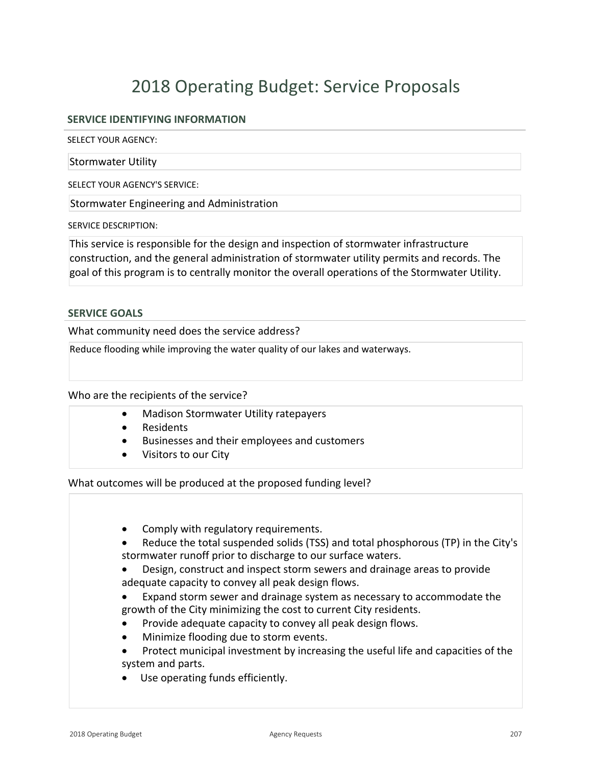# 2018 Operating Budget: Service Proposals

## SERVICE IDENTIFYING INFORMATION

SELECT YOUR AGENCY:

Stormwater Utility

SELECT YOUR AGENCY'S SERVICE:

Stormwater Engineering and Administration

SERVICE DESCRIPTION:

This service is responsible for the design and inspection of stormwater infrastructure construction, and the general administration of stormwater utility permits and records. The goal of this program is to centrally monitor the overall operations of the Stormwater Utility.

## SERVICE GOALS

What community need does the service address?

Reduce flooding while improving the water quality of our lakes and waterways.

Who are the recipients of the service?

- Madison Stormwater Utility ratepayers
- Residents
- Businesses and their employees and customers
- Visitors to our City

What outcomes will be produced at the proposed funding level?

- Comply with regulatory requirements.
- Reduce the total suspended solids (TSS) and total phosphorous (TP) in the City's stormwater runoff prior to discharge to our surface waters.
- Design, construct and inspect storm sewers and drainage areas to provide adequate capacity to convey all peak design flows.
- Expand storm sewer and drainage system as necessary to accommodate the growth of the City minimizing the cost to current City residents.
- Provide adequate capacity to convey all peak design flows.
- Minimize flooding due to storm events.
- Protect municipal investment by increasing the useful life and capacities of the system and parts.
- Use operating funds efficiently.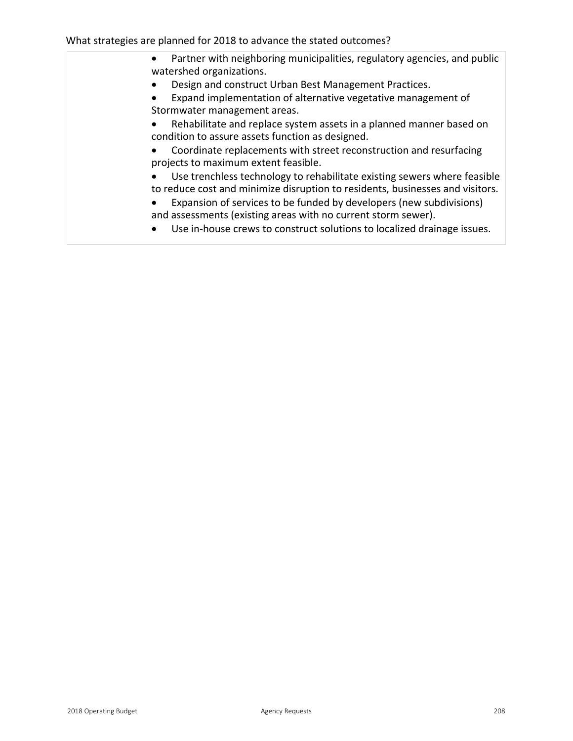What strategies are planned for 2018 to advance the stated outcomes?

- Partner with neighboring municipalities, regulatory agencies, and public watershed organizations.
- Design and construct Urban Best Management Practices.
- Expand implementation of alternative vegetative management of Stormwater management areas.
- Rehabilitate and replace system assets in a planned manner based on condition to assure assets function as designed.
- Coordinate replacements with street reconstruction and resurfacing projects to maximum extent feasible.
- Use trenchless technology to rehabilitate existing sewers where feasible to reduce cost and minimize disruption to residents, businesses and visitors.
- Expansion of services to be funded by developers (new subdivisions) and assessments (existing areas with no current storm sewer).
- Use in-house crews to construct solutions to localized drainage issues.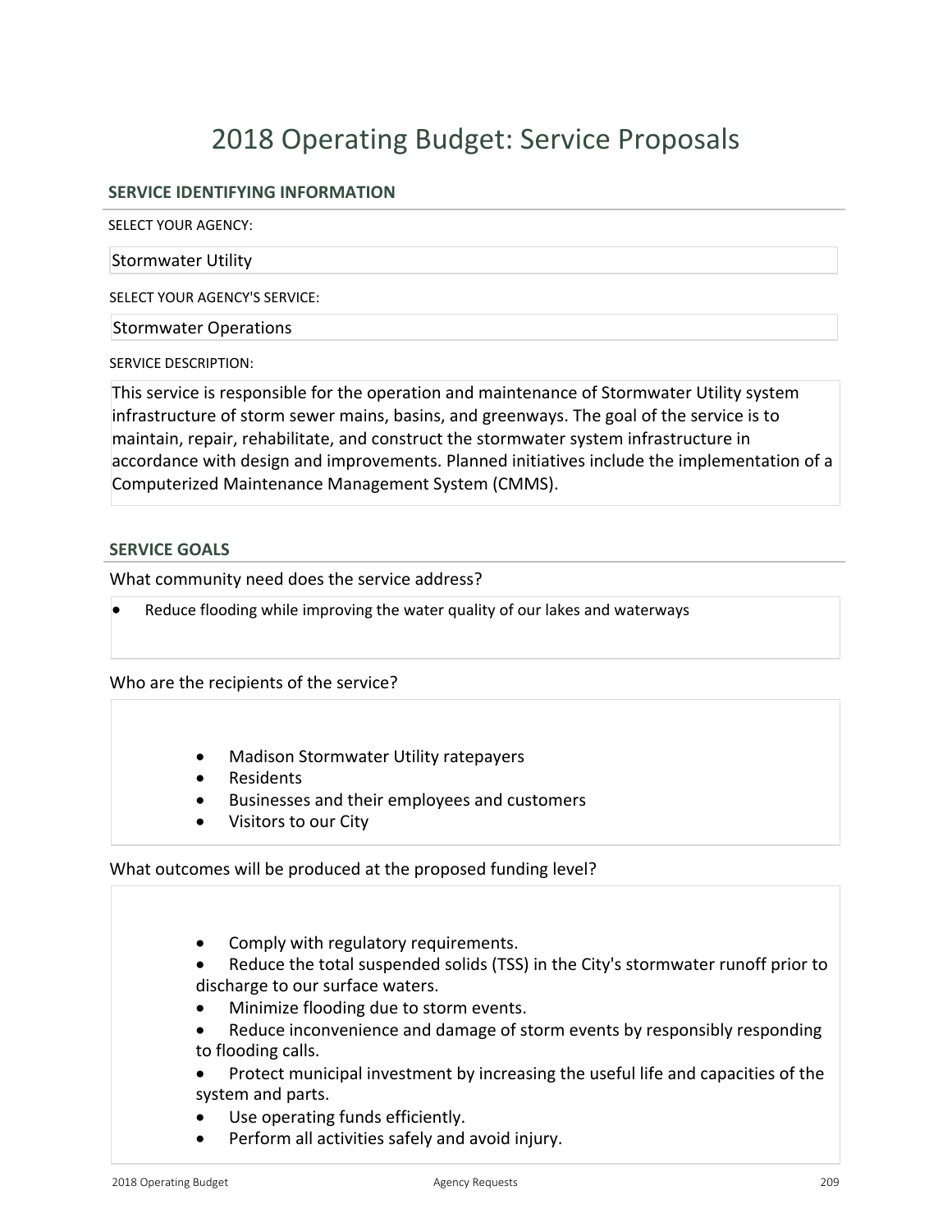# 2018 Operating Budget: Service Proposals

## SERVICE IDENTIFYING INFORMATION

SELECT YOUR AGENCY:

Stormwater Utility

SELECT YOUR AGENCY'S SERVICE:

Stormwater Operations

SERVICE DESCRIPTION:

This service is responsible for the operation and maintenance of Stormwater Utility system infrastructure of storm sewer mains, basins, and greenways. The goal of the service is to maintain, repair, rehabilitate, and construct the stormwater system infrastructure in accordance with design and improvements. Planned initiatives include the implementation of a Computerized Maintenance Management System (CMMS).

## SERVICE GOALS

What community need does the service address?

- Reduce flooding while improving the water quality of our lakes and waterways

Who are the recipients of the service?

- Madison Stormwater Utility ratepayers
- Residents
- Businesses and their employees and customers
- Visitors to our City

What outcomes will be produced at the proposed funding level?

- Comply with regulatory requirements.
- Reduce the total suspended solids (TSS) in the City's stormwater runoff prior to discharge to our surface waters.
- Minimize flooding due to storm events.
- Reduce inconvenience and damage of storm events by responsibly responding to flooding calls.
- Protect municipal investment by increasing the useful life and capacities of the system and parts.
- Use operating funds efficiently.
- Perform all activities safely and avoid injury.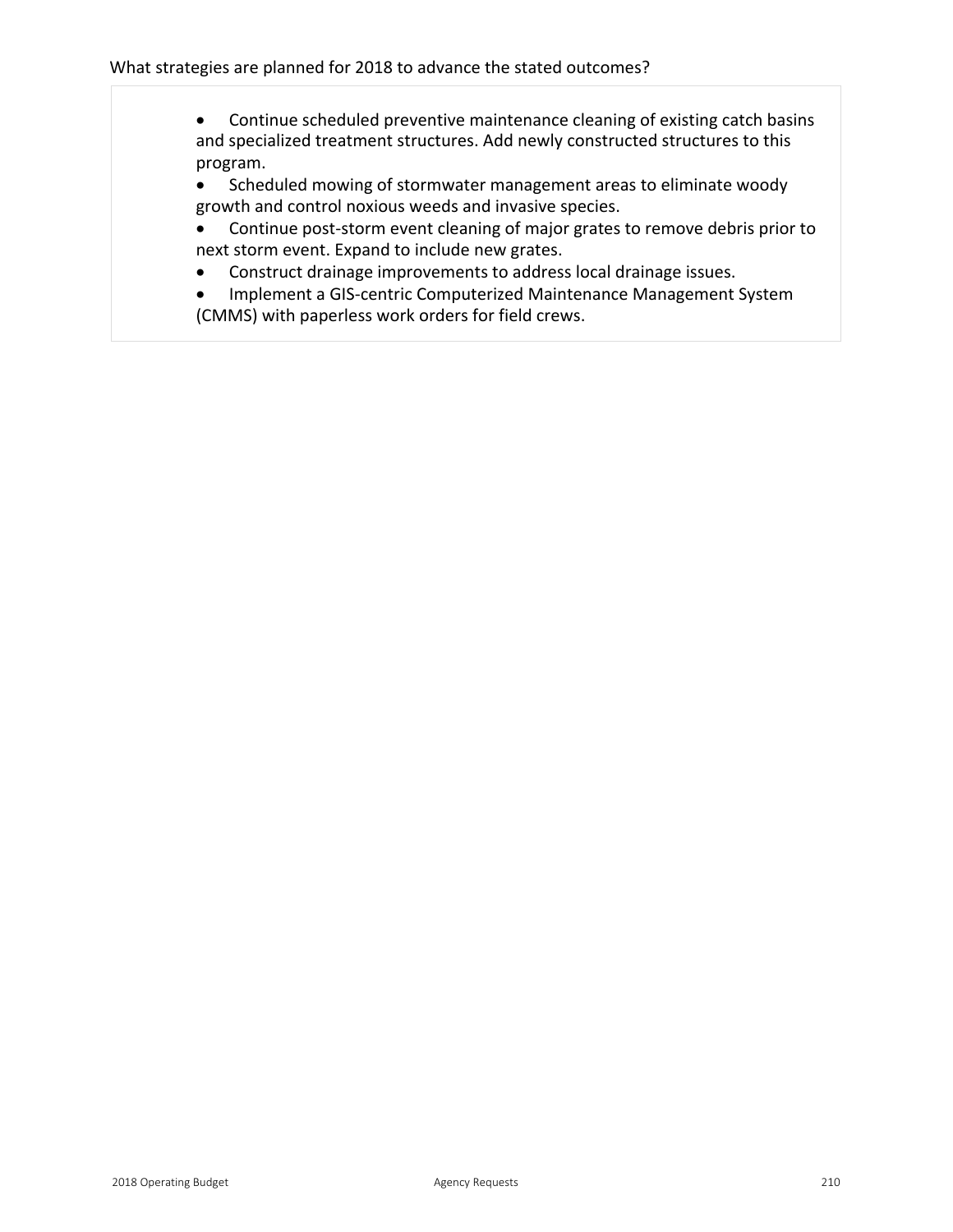What strategies are planned for 2018 to advance the stated outcomes?

- Continue scheduled preventive maintenance cleaning of existing catch basins and specialized treatment structures. Add newly constructed structures to this program.
- Scheduled mowing of stormwater management areas to eliminate woody growth and control noxious weeds and invasive species.
- Continue post-storm event cleaning of major grates to remove debris prior to next storm event. Expand to include new grates.
- Construct drainage improvements to address local drainage issues.
- Implement a GIS-centric Computerized Maintenance Management System (CMMS) with paperless work orders for field crews.